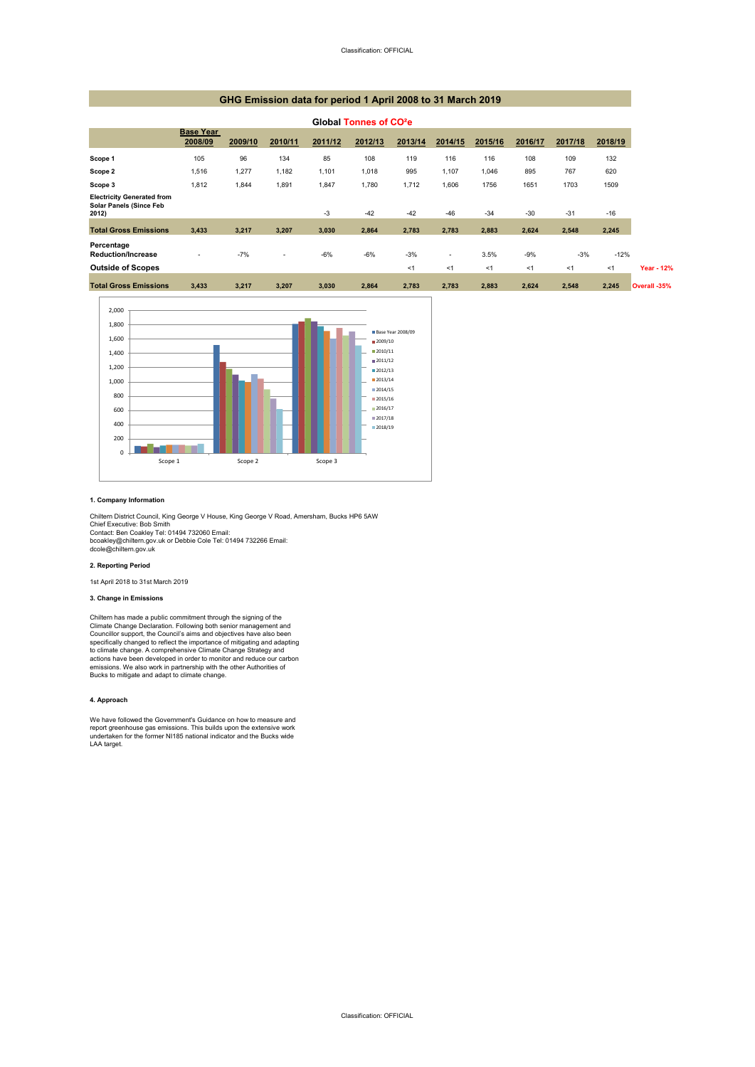# GHG Emission data for period 1 April 2008 to 31 March 2019

## Global Tonnes of $CO^2e$

| | Base Year 2008/09 | 2009/10 | 2010/11 | 2011/12 | 2012/13 | 2013/14 | 2014/15 | 2015/16 | 2016/17 | 2017/18 | 2018/19 | |
|---|---|---|---|---|---|---|---|---|---|---|---|---|
| **Scope 1** | 105 | 96 | 134 | 85 | 108 | 119 | 116 | 116 | 108 | 109 | 132 | |
| **Scope 2** | 1,516 | 1,277 | 1,182 | 1,101 | 1,018 | 995 | 1,107 | 1,046 | 895 | 767 | 620 | |
| **Scope 3** | 1,812 | 1,844 | 1,891 | 1,847 | 1,780 | 1,712 | 1,606 | 1756 | 1651 | 1703 | 1509 | |
| **Electricity Generated from Solar Panels (Since Feb 2012)** | | | | -3 | -42 | -42 | -46 | -34 | -30 | -31 | -16 | |
| **Total Gross Emissions** | **3,433** | **3,217** | **3,207** | **3,030** | **2,864** | **2,783** | **2,783** | **2,883** | **2,624** | **2,548** | **2,245** | |
| **Percentage Reduction/Increase** | - | -7% | - | -6% | -6% | -3% | - | 3.5% | -9% | -3% | -12% | |
| **Outside of Scopes** | | | | | | <1 | <1 | <1 | <1 | <1 | <1 | **Year - 12%** |
| **Total Gross Emissions** | **3,433** | **3,217** | **3,207** | **3,030** | **2,864** | **2,783** | **2,783** | **2,883** | **2,624** | **2,548** | **2,245** | **Overall -35%** |

#### 1. Company Information

Chiltern District Council, King George V House, King George V Road, Amersham, Bucks HP6 5AW
Chief Executive: Bob Smith
Contact: Ben Coakley Tel: 01494 732060 Email:
bcoakley@chiltern.gov.uk or Debbie Cole Tel: 01494 732266 Email:
dcole@chiltern.gov.uk

#### 2. Reporting Period

1st April 2018 to 31st March 2019

#### 3. Change in Emissions

Chiltern has made a public commitment through the signing of the Climate Change Declaration. Following both senior management and Councillor support, the Council's aims and objectives have also been specifically changed to reflect the importance of mitigating and adapting to climate change. A comprehensive Climate Change Strategy and actions have been developed in order to monitor and reduce our carbon emissions. We also work in partnership with the other Authorities of Bucks to mitigate and adapt to climate change.

#### 4. Approach

We have followed the Government's Guidance on how to measure and report greenhouse gas emissions. This builds upon the extensive work undertaken for the former NI185 national indicator and the Bucks wide LAA target.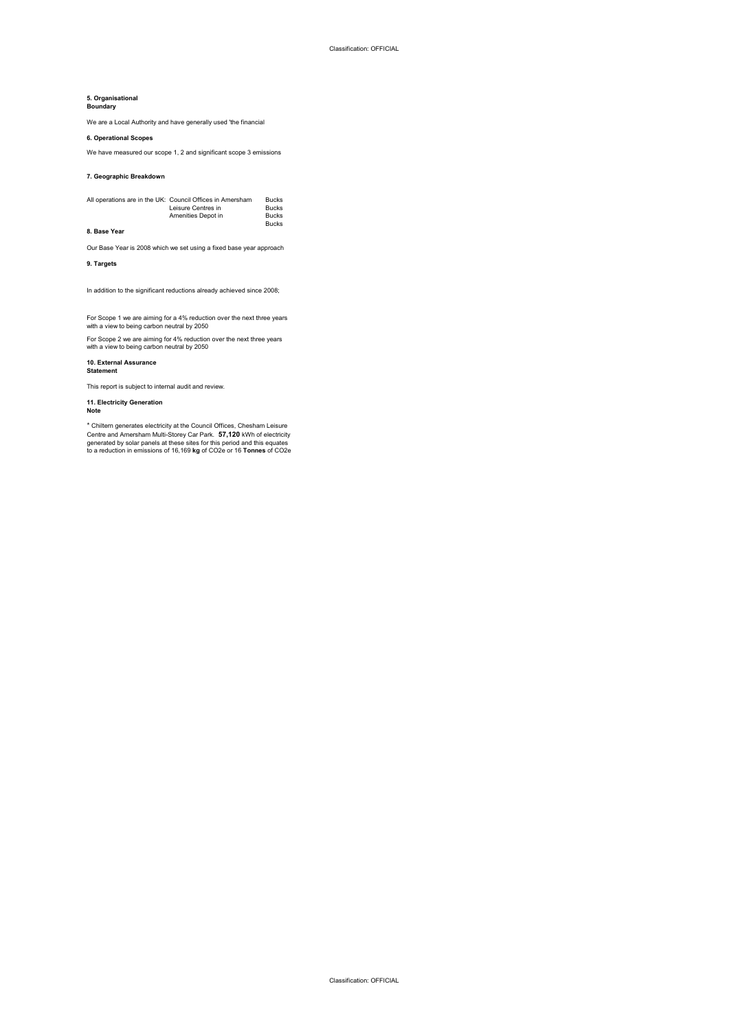**5. Organisational Boundary**

We are a Local Authority and have generally used 'the financial

**6. Operational Scopes**

We have measured our scope 1, 2 and significant scope 3 emissions

**7. Geographic Breakdown**

| All operations are in the UK: | Council Offices in Amersham | Bucks |
|---|---|---|
| | Leisure Centres in | Bucks |
| | Amenities Depot in | Bucks |
| | | Bucks |

**8. Base Year**

Our Base Year is 2008 which we set using a fixed base year approach

**9. Targets**

In addition to the significant reductions already achieved since 2008;

For Scope 1 we are aiming for a 4% reduction over the next three years with a view to being carbon neutral by 2050

For Scope 2 we are aiming for 4% reduction over the next three years with a view to being carbon neutral by 2050

**10. External Assurance Statement**

This report is subject to internal audit and review.

**11. Electricity Generation Note**

* Chiltern generates electricity at the Council Offices, Chesham Leisure Centre and Amersham Multi-Storey Car Park. **57,120** kWh of electricity generated by solar panels at these sites for this period and this equates to a reduction in emissions of 16,169 **kg** of CO2e or 16 **Tonnes** of CO2e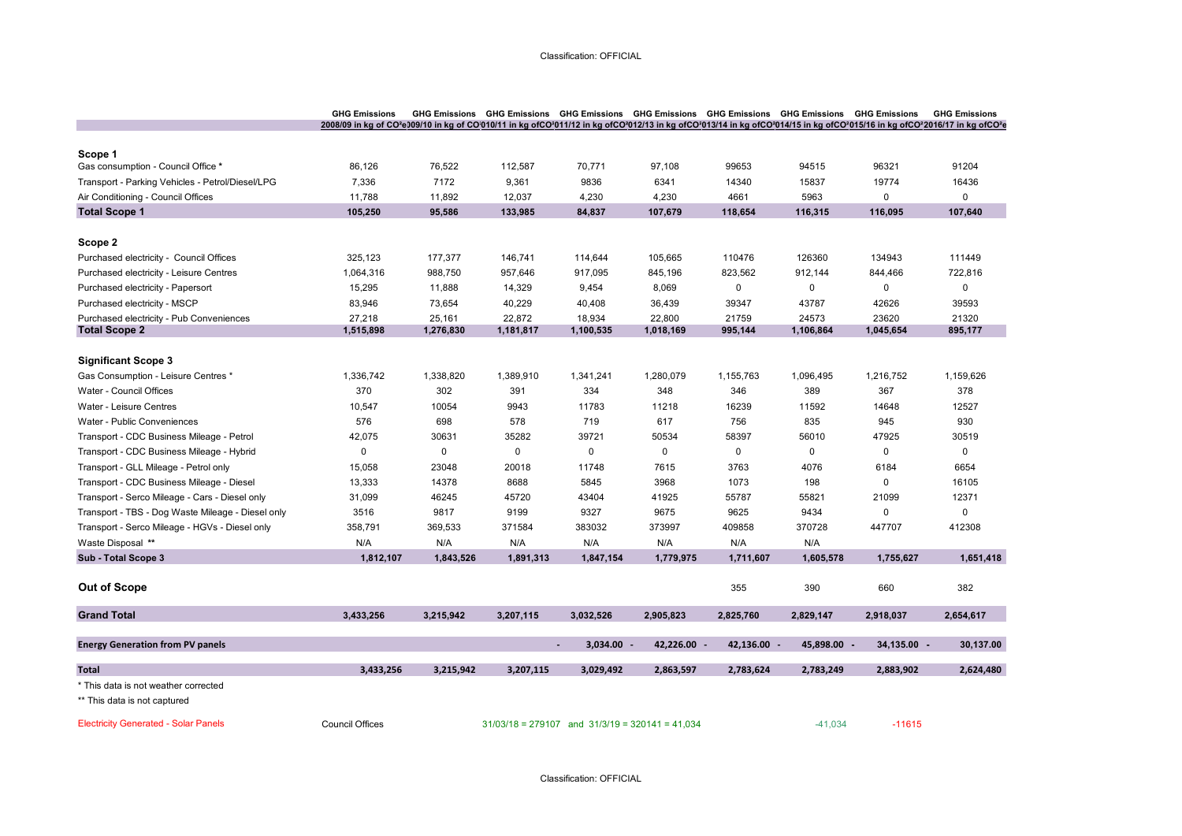| | GHG Emissions 2008/09 in kg of $CO_2e$ | GHG Emissions 2009/10 in kg of $CO_2e$ | GHG Emissions 2010/11 in kg of $CO_2e$ | GHG Emissions 2011/12 in kg of $CO_2e$ | GHG Emissions 2012/13 in kg of $CO_2e$ | GHG Emissions 2013/14 in kg of $CO_2e$ | GHG Emissions 2014/15 in kg of $CO_2e$ | GHG Emissions 2015/16 in kg of $CO_2e$ | GHG Emissions 2016/17 in kg of $CO_2e$ |
|---|---|---|---|---|---|---|---|---|---|
| **Scope 1** | | | | | | | | | |
| Gas consumption - Council Office * | 86,126 | 76,522 | 112,587 | 70,771 | 97,108 | 99653 | 94515 | 96321 | 91204 |
| Transport - Parking Vehicles - Petrol/Diesel/LPG | 7,336 | 7172 | 9,361 | 9836 | 6341 | 14340 | 15837 | 19774 | 16436 |
| Air Conditioning - Council Offices | 11,788 | 11,892 | 12,037 | 4,230 | 4,230 | 4661 | 5963 | 0 | 0 |
| **Total Scope 1** | **105,250** | **95,586** | **133,985** | **84,837** | **107,679** | **118,654** | **116,315** | **116,095** | **107,640** |
| **Scope 2** | | | | | | | | | |
| Purchased electricity - Council Offices | 325,123 | 177,377 | 146,741 | 114,644 | 105,665 | 110476 | 126360 | 134943 | 111449 |
| Purchased electricity - Leisure Centres | 1,064,316 | 988,750 | 957,646 | 917,095 | 845,196 | 823,562 | 912,144 | 844,466 | 722,816 |
| Purchased electricity - Papersort | 15,295 | 11,888 | 14,329 | 9,454 | 8,069 | 0 | 0 | 0 | 0 |
| Purchased electricity - MSCP | 83,946 | 73,654 | 40,229 | 40,408 | 36,439 | 39347 | 43787 | 42626 | 39593 |
| Purchased electricity - Pub Conveniences | 27,218 | 25,161 | 22,872 | 18,934 | 22,800 | 21759 | 24573 | 23620 | 21320 |
| **Total Scope 2** | **1,515,898** | **1,276,830** | **1,181,817** | **1,100,535** | **1,018,169** | **995,144** | **1,106,864** | **1,045,654** | **895,177** |
| **Significant Scope 3** | | | | | | | | | |
| Gas Consumption - Leisure Centres * | 1,336,742 | 1,338,820 | 1,389,910 | 1,341,241 | 1,280,079 | 1,155,763 | 1,096,495 | 1,216,752 | 1,159,626 |
| Water - Council Offices | 370 | 302 | 391 | 334 | 348 | 346 | 389 | 367 | 378 |
| Water - Leisure Centres | 10,547 | 10054 | 9943 | 11783 | 11218 | 16239 | 11592 | 14648 | 12527 |
| Water - Public Conveniences | 576 | 698 | 578 | 719 | 617 | 756 | 835 | 945 | 930 |
| Transport - CDC Business Mileage - Petrol | 42,075 | 30631 | 35282 | 39721 | 50534 | 58397 | 56010 | 47925 | 30519 |
| Transport - CDC Business Mileage - Hybrid | 0 | 0 | 0 | 0 | 0 | 0 | 0 | 0 | 0 |
| Transport - GLL Mileage - Petrol only | 15,058 | 23048 | 20018 | 11748 | 7615 | 3763 | 4076 | 6184 | 6654 |
| Transport - CDC Business Mileage - Diesel | 13,333 | 14378 | 8688 | 5845 | 3968 | 1073 | 198 | 0 | 16105 |
| Transport - Serco Mileage - Cars - Diesel only | 31,099 | 46245 | 45720 | 43404 | 41925 | 55787 | 55821 | 21099 | 12371 |
| Transport - TBS - Dog Waste Mileage - Diesel only | 3516 | 9817 | 9199 | 9327 | 9675 | 9625 | 9434 | 0 | 0 |
| Transport - Serco Mileage - HGVs - Diesel only | 358,791 | 369,533 | 371584 | 383032 | 373997 | 409858 | 370728 | 447707 | 412308 |
| Waste Disposal ** | N/A | N/A | N/A | N/A | N/A | N/A | N/A | | |
| **Sub - Total Scope 3** | **1,812,107** | **1,843,526** | **1,891,313** | **1,847,154** | **1,779,975** | **1,711,607** | **1,605,578** | **1,755,627** | **1,651,418** |
| **Out of Scope** | | | | | | 355 | 390 | 660 | 382 |
| **Grand Total** | **3,433,256** | **3,215,942** | **3,207,115** | **3,032,526** | **2,905,823** | **2,825,760** | **2,829,147** | **2,918,037** | **2,654,617** |
| **Energy Generation from PV panels** | | | | **-3,034.00** | **-42,226.00** | **-42,136.00** | **-45,898.00** | **-34,135.00** | **-30,137.00** |
| **Total** | **3,433,256** | **3,215,942** | **3,207,115** | **3,029,492** | **2,863,597** | **2,783,624** | **2,783,249** | **2,883,902** | **2,624,480** |

\* This data is not weather corrected

** This data is not captured

| | | | | | | | | | |
|---|---|---|---|---|---|---|---|---|---|
| Electricity Generated - Solar Panels | Council Offices | | 31/03/18 = 279107 and 31/3/19 = 320141 = 41,034 | | | | -41,034 | -11615 | |